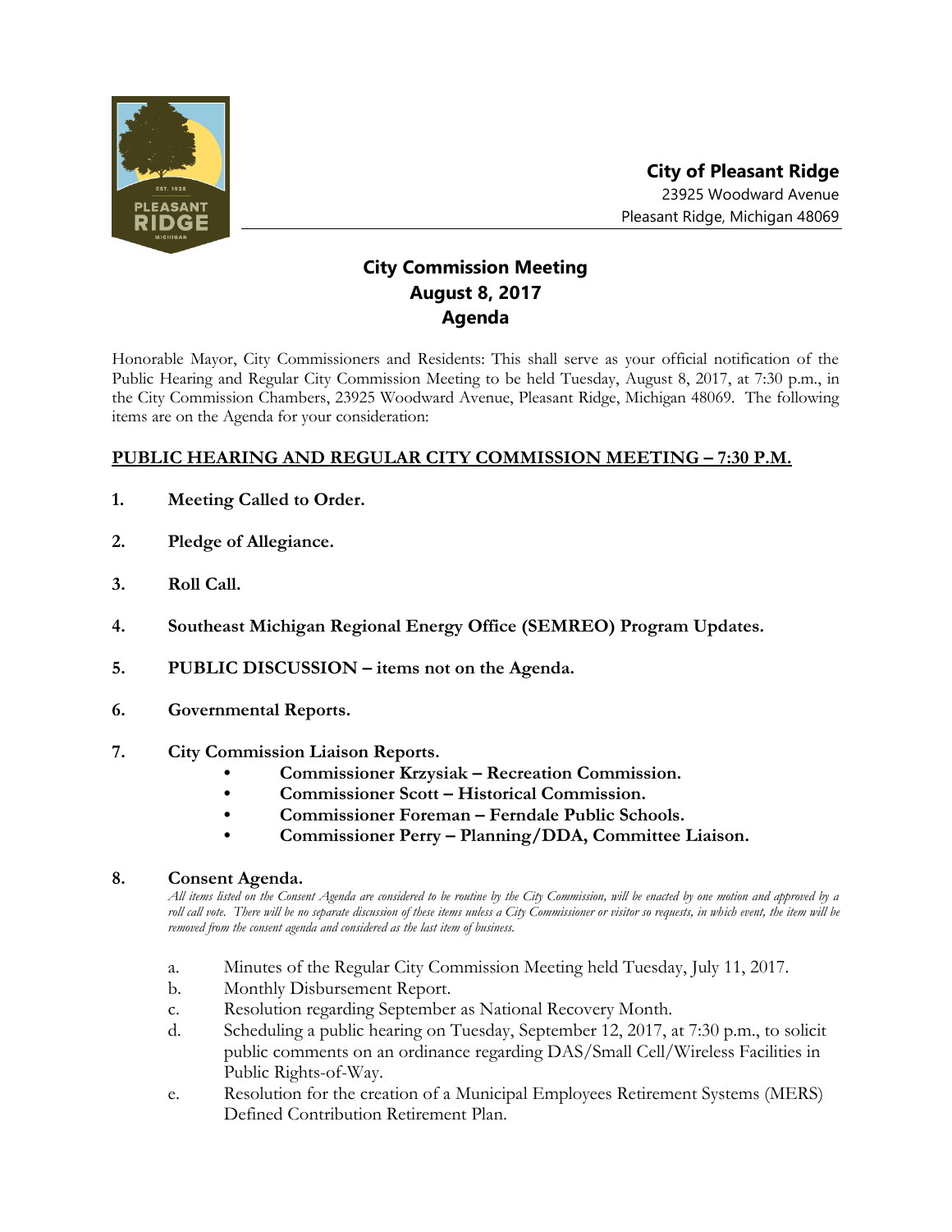**City of Pleasant Ridge**
23925 Woodward Avenue
Pleasant Ridge, Michigan 48069

# City Commission Meeting
# August 8, 2017
# Agenda

Honorable Mayor, City Commissioners and Residents: This shall serve as your official notification of the Public Hearing and Regular City Commission Meeting to be held Tuesday, August 8, 2017, at 7:30 p.m., in the City Commission Chambers, 23925 Woodward Avenue, Pleasant Ridge, Michigan 48069. The following items are on the Agenda for your consideration:

## PUBLIC HEARING AND REGULAR CITY COMMISSION MEETING – 7:30 P.M.

1. **Meeting Called to Order.**

2. **Pledge of Allegiance.**

3. **Roll Call.**

4. **Southeast Michigan Regional Energy Office (SEMREO) Program Updates.**

5. **PUBLIC DISCUSSION – items not on the Agenda.**

6. **Governmental Reports.**

7. **City Commission Liaison Reports.**
   - **Commissioner Krzysiak – Recreation Commission.**
   - **Commissioner Scott – Historical Commission.**
   - **Commissioner Foreman – Ferndale Public Schools.**
   - **Commissioner Perry – Planning/DDA, Committee Liaison.**

8. **Consent Agenda.**

   *All items listed on the Consent Agenda are considered to be routine by the City Commission, will be enacted by one motion and approved by a roll call vote. There will be no separate discussion of these items unless a City Commissioner or visitor so requests, in which event, the item will be removed from the consent agenda and considered as the last item of business.*

   a. Minutes of the Regular City Commission Meeting held Tuesday, July 11, 2017.
   b. Monthly Disbursement Report.
   c. Resolution regarding September as National Recovery Month.
   d. Scheduling a public hearing on Tuesday, September 12, 2017, at 7:30 p.m., to solicit public comments on an ordinance regarding DAS/Small Cell/Wireless Facilities in Public Rights-of-Way.
   e. Resolution for the creation of a Municipal Employees Retirement Systems (MERS) Defined Contribution Retirement Plan.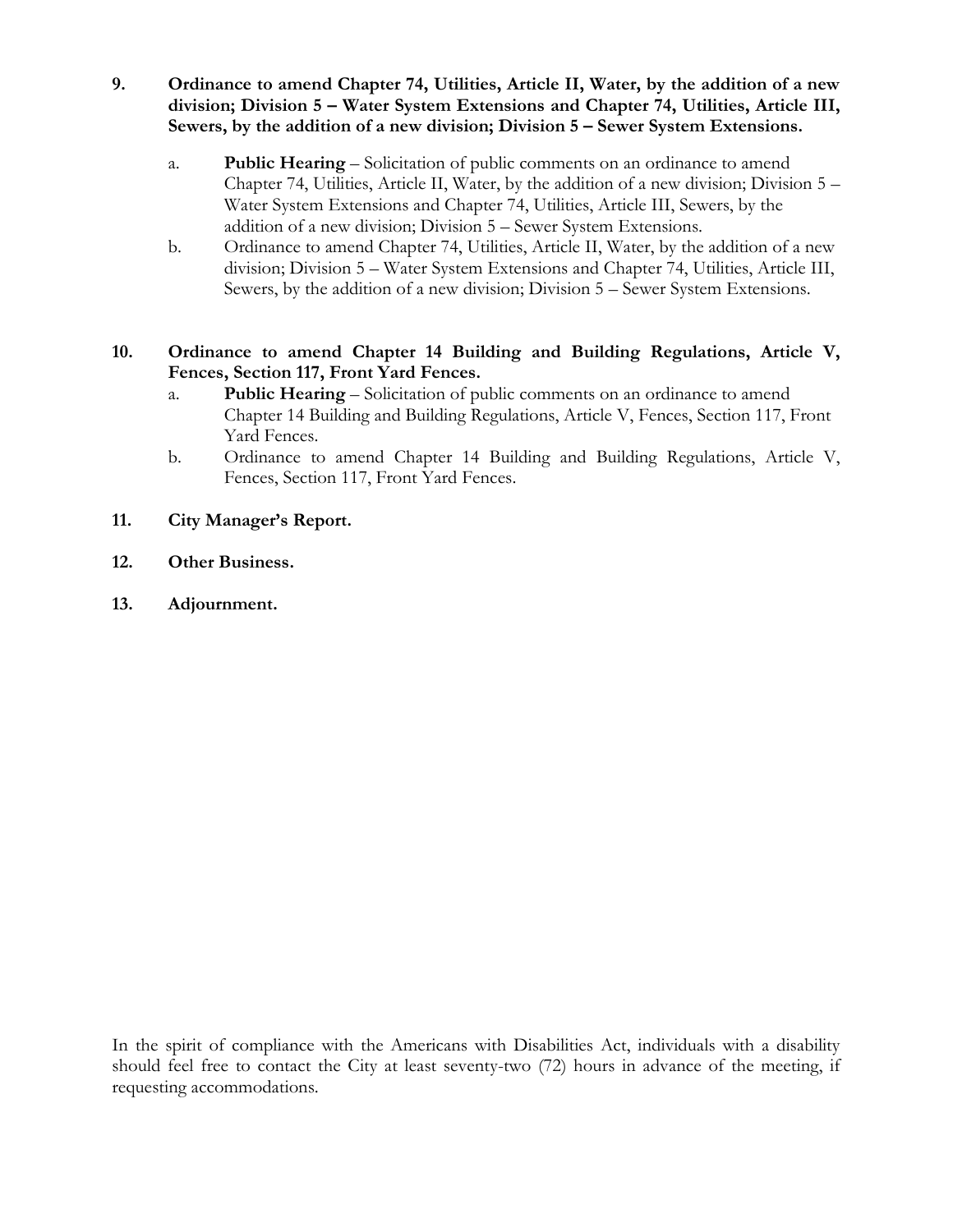**9. Ordinance to amend Chapter 74, Utilities, Article II, Water, by the addition of a new division; Division 5 – Water System Extensions and Chapter 74, Utilities, Article III, Sewers, by the addition of a new division; Division 5 – Sewer System Extensions.**

a. **Public Hearing** – Solicitation of public comments on an ordinance to amend Chapter 74, Utilities, Article II, Water, by the addition of a new division; Division 5 – Water System Extensions and Chapter 74, Utilities, Article III, Sewers, by the addition of a new division; Division 5 – Sewer System Extensions.

b. Ordinance to amend Chapter 74, Utilities, Article II, Water, by the addition of a new division; Division 5 – Water System Extensions and Chapter 74, Utilities, Article III, Sewers, by the addition of a new division; Division 5 – Sewer System Extensions.

**10. Ordinance to amend Chapter 14 Building and Building Regulations, Article V, Fences, Section 117, Front Yard Fences.**

a. **Public Hearing** – Solicitation of public comments on an ordinance to amend Chapter 14 Building and Building Regulations, Article V, Fences, Section 117, Front Yard Fences.

b. Ordinance to amend Chapter 14 Building and Building Regulations, Article V, Fences, Section 117, Front Yard Fences.

**11. City Manager's Report.**

**12. Other Business.**

**13. Adjournment.**

In the spirit of compliance with the Americans with Disabilities Act, individuals with a disability should feel free to contact the City at least seventy-two (72) hours in advance of the meeting, if requesting accommodations.